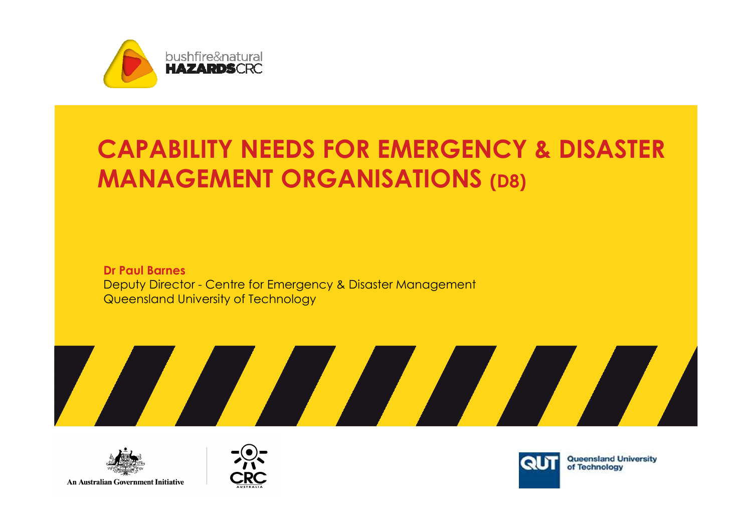bushfire&natural HAZARDSCRC

# CAPABILITY NEEDS FOR EMERGENCY & DISASTER MANAGEMENT ORGANISATIONS (D8)

**Dr Paul Barnes**
Deputy Director - Centre for Emergency & Disaster Management
Queensland University of Technology

An Australian Government Initiative

CRC AUSTRALIA

QUT Queensland University of Technology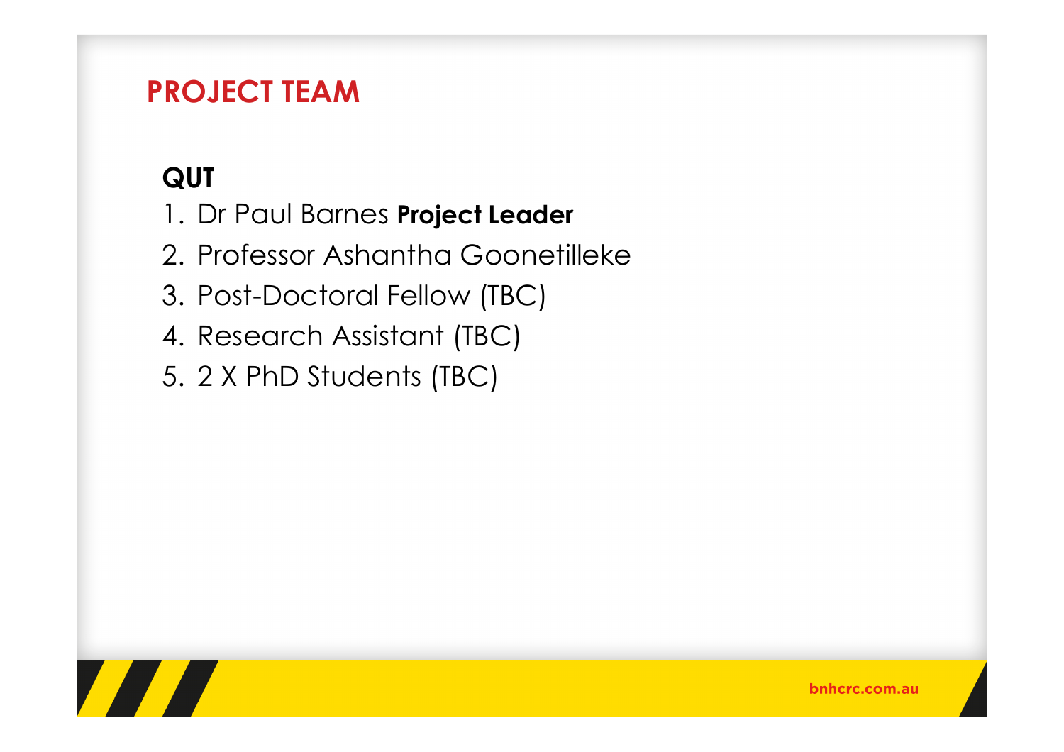# PROJECT TEAM

## QUT

1. Dr Paul Barnes **Project Leader**
2. Professor Ashantha Goonetilleke
3. Post-Doctoral Fellow (TBC)
4. Research Assistant (TBC)
5. 2 X PhD Students (TBC)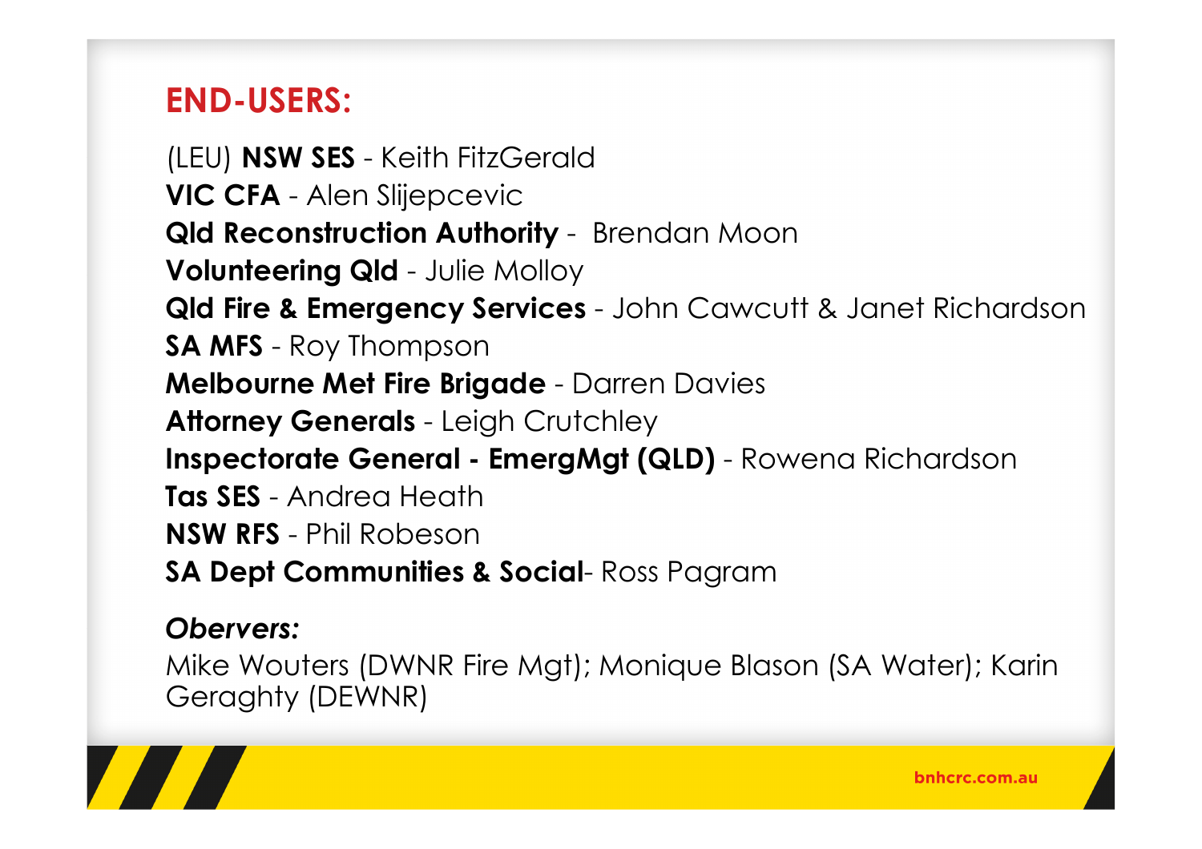## END-USERS:

(LEU) **NSW SES** - Keith FitzGerald
**VIC CFA** - Alen Slijepcevic
**Qld Reconstruction Authority** - Brendan Moon
**Volunteering Qld** - Julie Molloy
**Qld Fire & Emergency Services** - John Cawcutt & Janet Richardson
**SA MFS** - Roy Thompson
**Melbourne Met Fire Brigade** - Darren Davies
**Attorney Generals** - Leigh Crutchley
**Inspectorate General - EmergMgt (QLD)** - Rowena Richardson
**Tas SES** - Andrea Heath
**NSW RFS** - Phil Robeson
**SA Dept Communities & Social**- Ross Pagram

***Obervers:***

Mike Wouters (DWNR Fire Mgt); Monique Blason (SA Water); Karin Geraghty (DEWNR)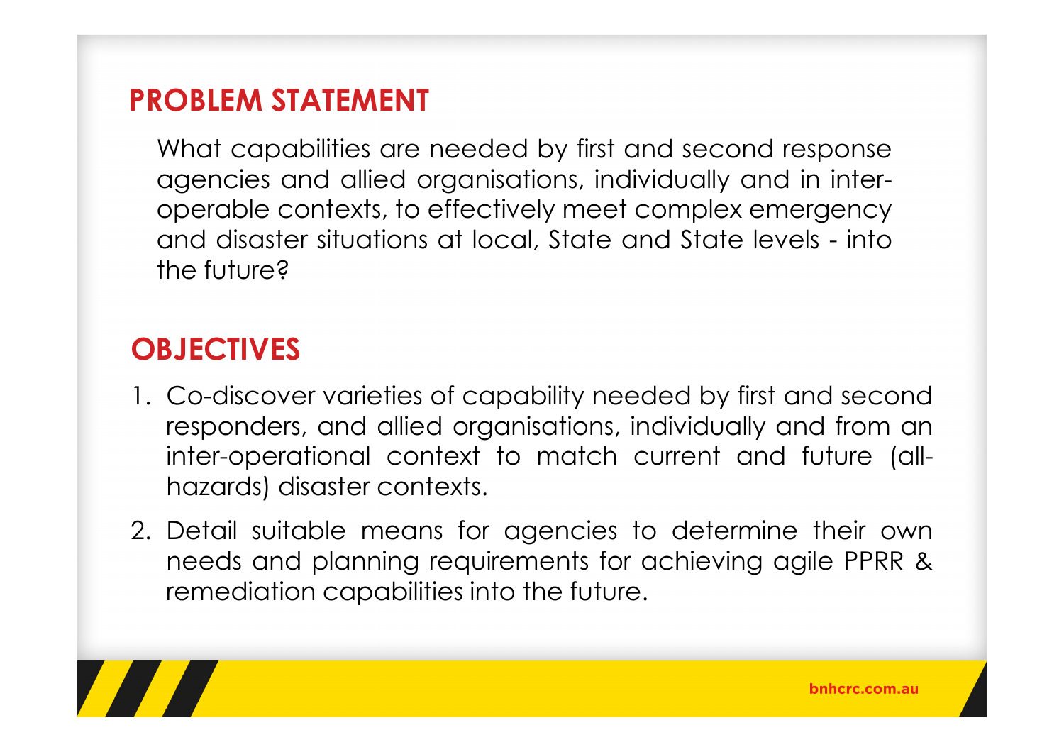## PROBLEM STATEMENT

What capabilities are needed by first and second response agencies and allied organisations, individually and in inter-operable contexts, to effectively meet complex emergency and disaster situations at local, State and State levels - into the future?

## OBJECTIVES

1. Co-discover varieties of capability needed by first and second responders, and allied organisations, individually and from an inter-operational context to match current and future (all-hazards) disaster contexts.
2. Detail suitable means for agencies to determine their own needs and planning requirements for achieving agile PPRR & remediation capabilities into the future.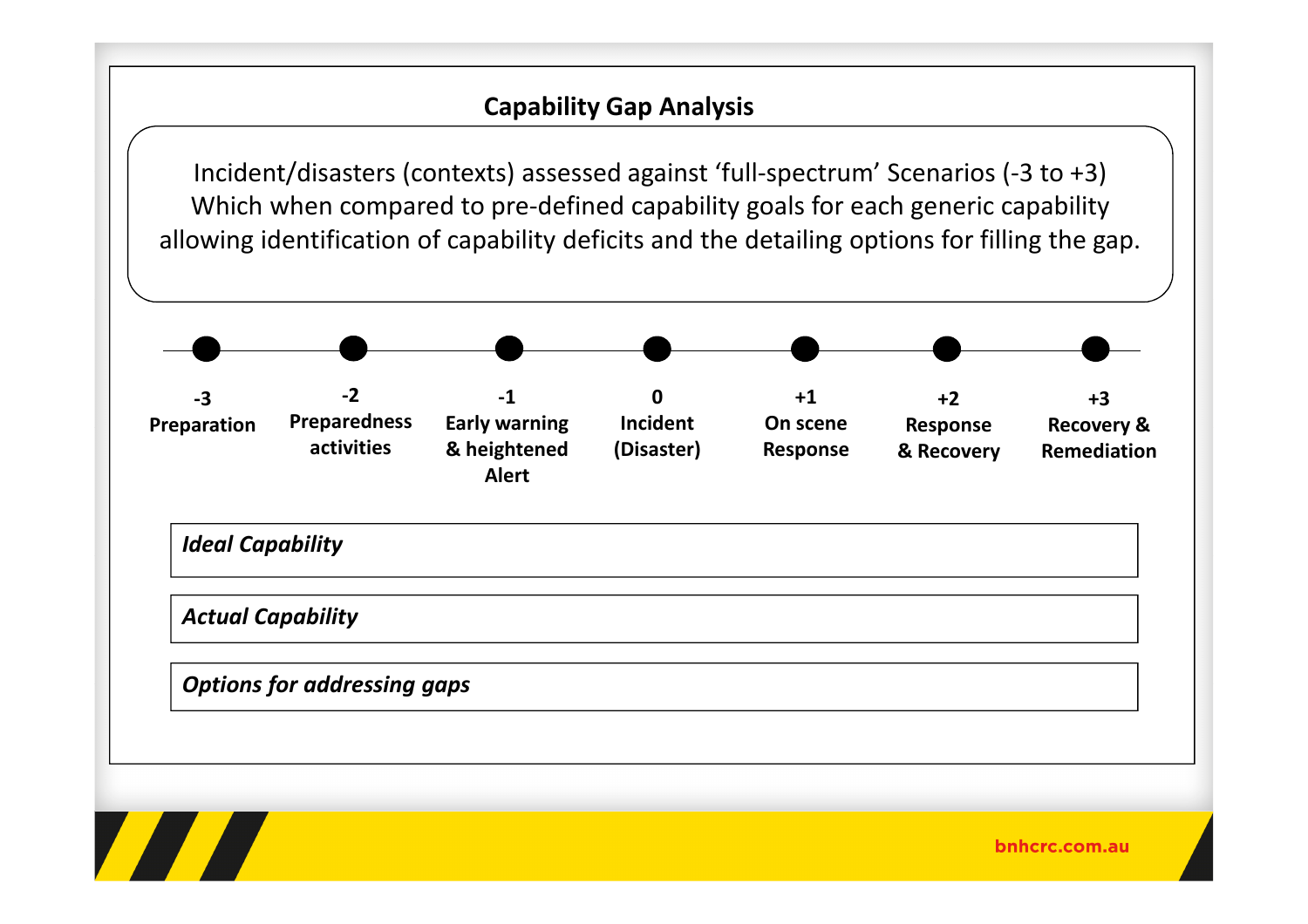## Capability Gap Analysis

Incident/disasters (contexts) assessed against 'full-spectrum' Scenarios (-3 to +3) Which when compared to pre-defined capability goals for each generic capability allowing identification of capability deficits and the detailing options for filling the gap.

| -3 | -2 | -1 | 0 | +1 | +2 | +3 |
|---|---|---|---|---|---|---|
| **Preparation** | **Preparedness activities** | **Early warning & heightened Alert** | **Incident (Disaster)** | **On scene Response** | **Response & Recovery** | **Recovery & Remediation** |

***Ideal Capability***

***Actual Capability***

***Options for addressing gaps***

bnhcrc.com.au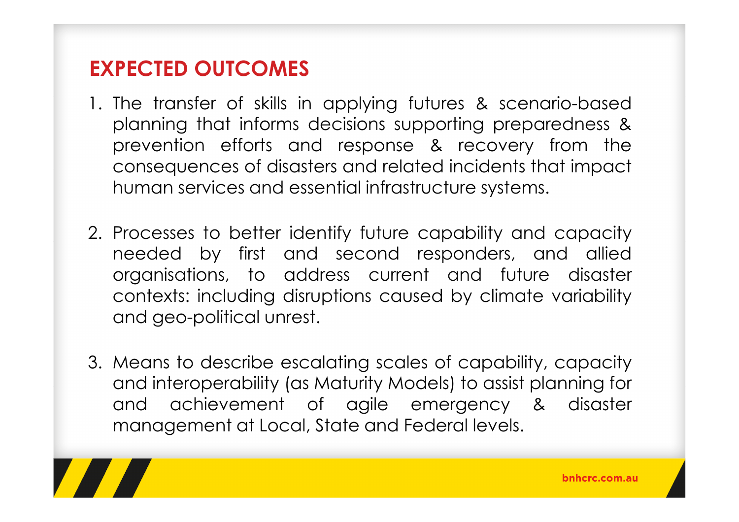## EXPECTED OUTCOMES

1. The transfer of skills in applying futures & scenario-based planning that informs decisions supporting preparedness & prevention efforts and response & recovery from the consequences of disasters and related incidents that impact human services and essential infrastructure systems.

2. Processes to better identify future capability and capacity needed by first and second responders, and allied organisations, to address current and future disaster contexts: including disruptions caused by climate variability and geo-political unrest.

3. Means to describe escalating scales of capability, capacity and interoperability (as Maturity Models) to assist planning for and achievement of agile emergency & disaster management at Local, State and Federal levels.